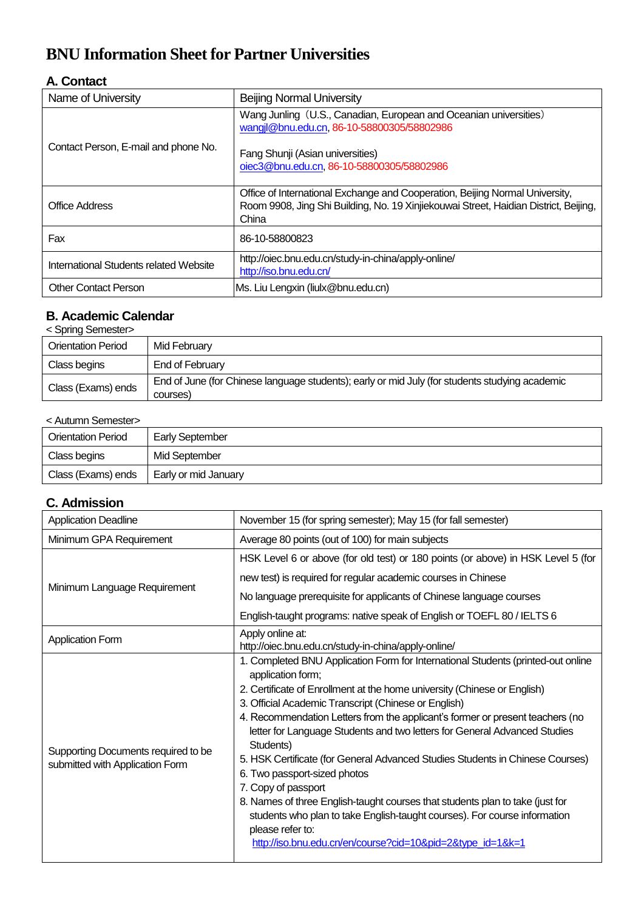# BNU Information Sheet for Partner Universities

## A. Contact

| Name of University | Beijing Normal University |
|---|---|
| Contact Person, E-mail and phone No. | Wang Junling（U.S., Canadian, European and Oceanian universities）<br>wangjl@bnu.edu.cn, 86-10-58800305/58802986<br><br>Fang Shunji (Asian universities)<br>oiec3@bnu.edu.cn, 86-10-58800305/58802986 |
| Office Address | Office of International Exchange and Cooperation, Beijing Normal University, Room 9908, Jing Shi Building, No. 19 Xinjiekouwai Street, Haidian District, Beijing, China |
| Fax | 86-10-58800823 |
| International Students related Website | http://oiec.bnu.edu.cn/study-in-china/apply-online/<br>http://iso.bnu.edu.cn/ |
| Other Contact Person | Ms. Liu Lengxin (liulx@bnu.edu.cn) |

## B. Academic Calendar

< Spring Semester>

| Orientation Period | Mid February |
|---|---|
| Class begins | End of February |
| Class (Exams) ends | End of June (for Chinese language students); early or mid July (for students studying academic courses) |

< Autumn Semester>

| Orientation Period | Early September |
|---|---|
| Class begins | Mid September |
| Class (Exams) ends | Early or mid January |

## C. Admission

| Application Deadline | November 15 (for spring semester); May 15 (for fall semester) |
|---|---|
| Minimum GPA Requirement | Average 80 points (out of 100) for main subjects |
| Minimum Language Requirement | HSK Level 6 or above (for old test) or 180 points (or above) in HSK Level 5 (for new test) is required for regular academic courses in Chinese<br>No language prerequisite for applicants of Chinese language courses<br>English-taught programs: native speak of English or TOEFL 80 / IELTS 6 |
| Application Form | Apply online at:<br>http://oiec.bnu.edu.cn/study-in-china/apply-online/ |
| Supporting Documents required to be submitted with Application Form | 1. Completed BNU Application Form for International Students (printed-out online application form;<br>2. Certificate of Enrollment at the home university (Chinese or English)<br>3. Official Academic Transcript (Chinese or English)<br>4. Recommendation Letters from the applicant's former or present teachers (no letter for Language Students and two letters for General Advanced Studies Students)<br>5. HSK Certificate (for General Advanced Studies Students in Chinese Courses)<br>6. Two passport-sized photos<br>7. Copy of passport<br>8. Names of three English-taught courses that students plan to take (just for students who plan to take English-taught courses). For course information please refer to:<br>http://iso.bnu.edu.cn/en/course?cid=10&pid=2&type_id=1&k=1 |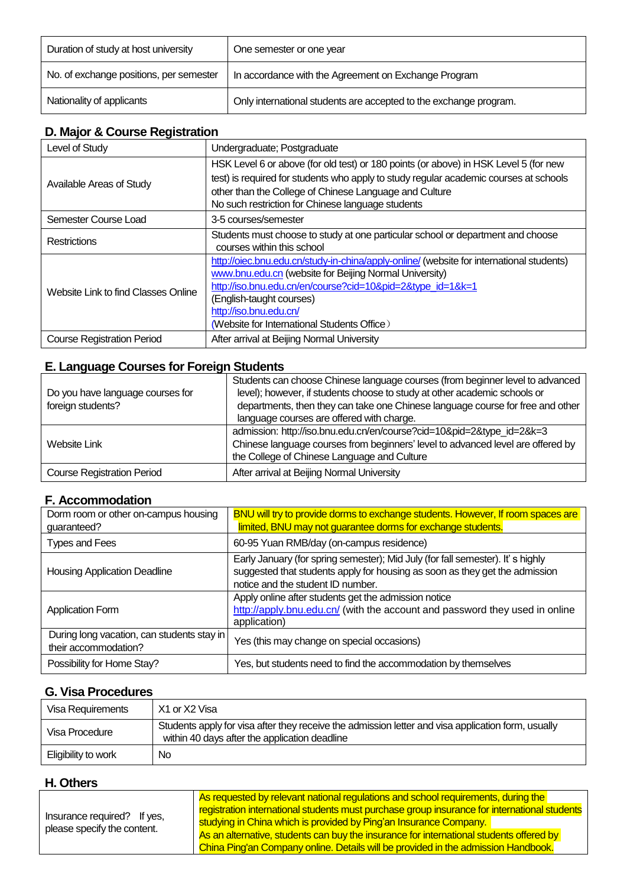| Duration of study at host university | One semester or one year |
|---|---|
| No. of exchange positions, per semester | In accordance with the Agreement on Exchange Program |
| Nationality of applicants | Only international students are accepted to the exchange program. |

## D. Major & Course Registration

| Level of Study | Undergraduate; Postgraduate |
|---|---|
| Available Areas of Study | HSK Level 6 or above (for old test) or 180 points (or above) in HSK Level 5 (for new test) is required for students who apply to study regular academic courses at schools other than the College of Chinese Language and Culture<br>No such restriction for Chinese language students |
| Semester Course Load | 3-5 courses/semester |
| Restrictions | Students must choose to study at one particular school or department and choose courses within this school |
| Website Link to find Classes Online | http://oiec.bnu.edu.cn/study-in-china/apply-online/ (website for international students)<br>www.bnu.edu.cn (website for Beijing Normal University)<br>http://iso.bnu.edu.cn/en/course?cid=10&pid=2&type_id=1&k=1<br>(English-taught courses)<br>http://iso.bnu.edu.cn/<br>(Website for International Students Office） |
| Course Registration Period | After arrival at Beijing Normal University |

## E. Language Courses for Foreign Students

| Do you have language courses for foreign students? | Students can choose Chinese language courses (from beginner level to advanced level); however, if students choose to study at other academic schools or departments, then they can take one Chinese language course for free and other language courses are offered with charge. |
|---|---|
| Website Link | admission: http://iso.bnu.edu.cn/en/course?cid=10&pid=2&type_id=2&k=3<br>Chinese language courses from beginners' level to advanced level are offered by the College of Chinese Language and Culture |
| Course Registration Period | After arrival at Beijing Normal University |

## F. Accommodation

| Dorm room or other on-campus housing guaranteed? | BNU will try to provide dorms to exchange students. However, If room spaces are limited, BNU may not guarantee dorms for exchange students. |
|---|---|
| Types and Fees | 60-95 Yuan RMB/day (on-campus residence) |
| Housing Application Deadline | Early January (for spring semester); Mid July (for fall semester). It' s highly suggested that students apply for housing as soon as they get the admission notice and the student ID number. |
| Application Form | Apply online after students get the admission notice<br>http://apply.bnu.edu.cn/ (with the account and password they used in online application) |
| During long vacation, can students stay in their accommodation? | Yes (this may change on special occasions) |
| Possibility for Home Stay? | Yes, but students need to find the accommodation by themselves |

## G. Visa Procedures

| Visa Requirements | X1 or X2 Visa |
|---|---|
| Visa Procedure | Students apply for visa after they receive the admission letter and visa application form, usually within 40 days after the application deadline |
| Eligibility to work | No |

## H. Others

| Insurance required? If yes, please specify the content. | As requested by relevant national regulations and school requirements, during the registration international students must purchase group insurance for international students studying in China which is provided by Ping'an Insurance Company.<br>As an alternative, students can buy the insurance for international students offered by China Ping'an Company online. Details will be provided in the admission Handbook. |
|---|---|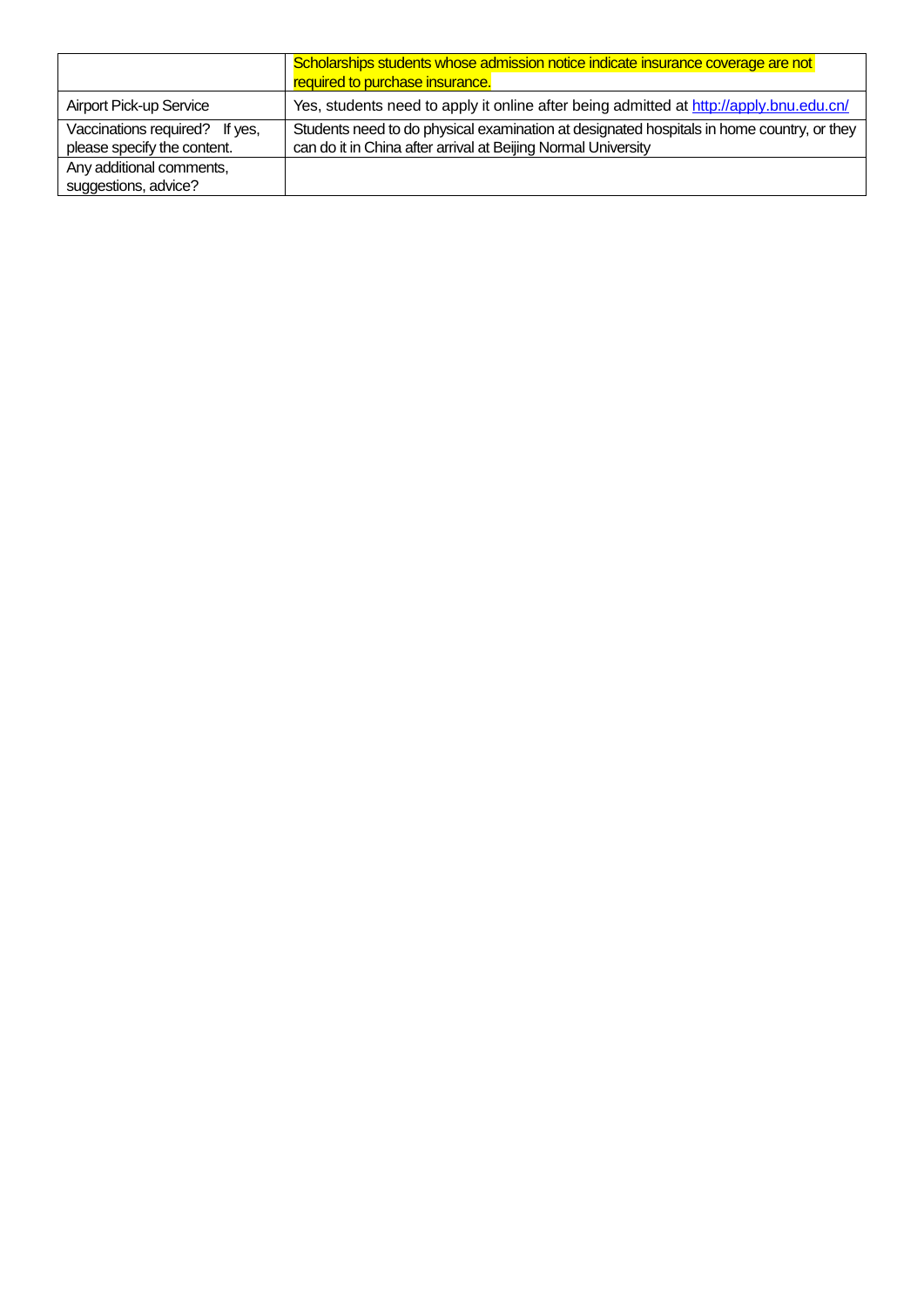| | |
|---|---|
| | Scholarships students whose admission notice indicate insurance coverage are not required to purchase insurance. |
| Airport Pick-up Service | Yes, students need to apply it online after being admitted at http://apply.bnu.edu.cn/ |
| Vaccinations required? If yes, please specify the content. | Students need to do physical examination at designated hospitals in home country, or they can do it in China after arrival at Beijing Normal University |
| Any additional comments, suggestions, advice? | |